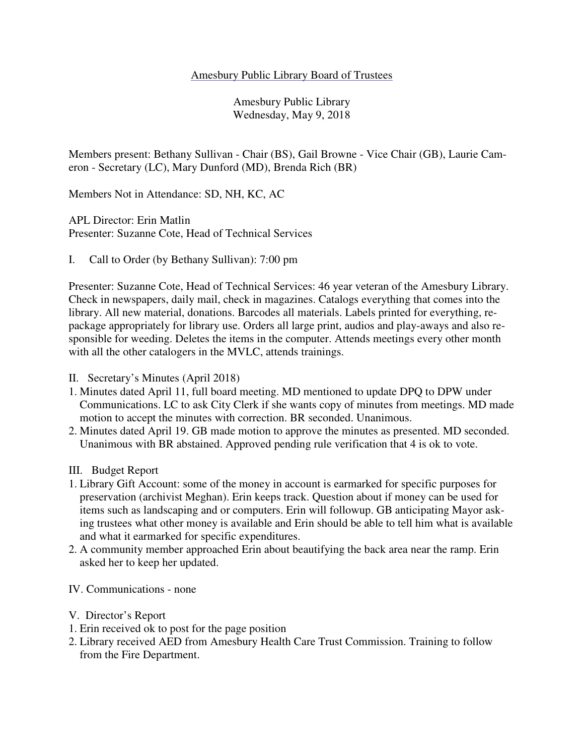Amesbury Public Library Board of Trustees

Amesbury Public Library
Wednesday, May 9, 2018

Members present: Bethany Sullivan - Chair (BS), Gail Browne - Vice Chair (GB), Laurie Cameron - Secretary (LC), Mary Dunford (MD), Brenda Rich (BR)

Members Not in Attendance: SD, NH, KC, AC

APL Director: Erin Matlin
Presenter: Suzanne Cote, Head of Technical Services

I. Call to Order (by Bethany Sullivan): 7:00 pm

Presenter: Suzanne Cote, Head of Technical Services: 46 year veteran of the Amesbury Library. Check in newspapers, daily mail, check in magazines. Catalogs everything that comes into the library. All new material, donations. Barcodes all materials. Labels printed for everything, re-package appropriately for library use. Orders all large print, audios and play-aways and also responsible for weeding. Deletes the items in the computer. Attends meetings every other month with all the other catalogers in the MVLC, attends trainings.

II. Secretary's Minutes (April 2018)

1. Minutes dated April 11, full board meeting. MD mentioned to update DPQ to DPW under Communications. LC to ask City Clerk if she wants copy of minutes from meetings. MD made motion to accept the minutes with correction. BR seconded. Unanimous.
2. Minutes dated April 19. GB made motion to approve the minutes as presented. MD seconded. Unanimous with BR abstained. Approved pending rule verification that 4 is ok to vote.

III. Budget Report

1. Library Gift Account: some of the money in account is earmarked for specific purposes for preservation (archivist Meghan). Erin keeps track. Question about if money can be used for items such as landscaping and or computers. Erin will followup. GB anticipating Mayor asking trustees what other money is available and Erin should be able to tell him what is available and what it earmarked for specific expenditures.
2. A community member approached Erin about beautifying the back area near the ramp. Erin asked her to keep her updated.

IV. Communications - none

V. Director's Report

1. Erin received ok to post for the page position
2. Library received AED from Amesbury Health Care Trust Commission. Training to follow from the Fire Department.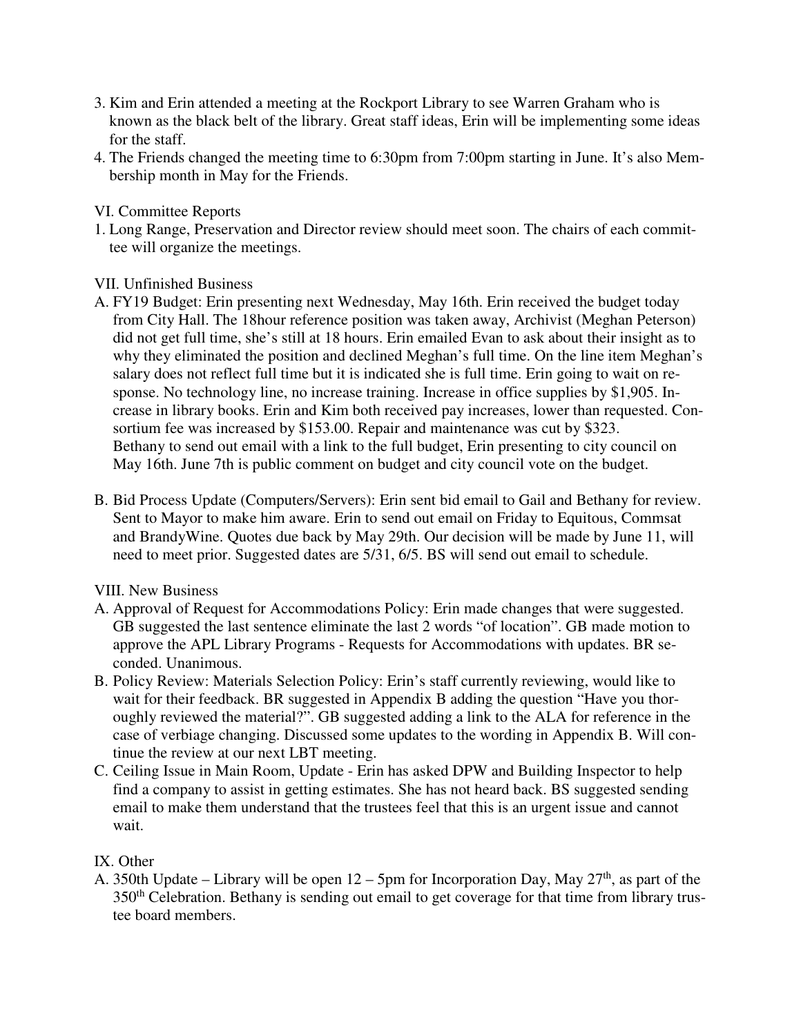3. Kim and Erin attended a meeting at the Rockport Library to see Warren Graham who is known as the black belt of the library. Great staff ideas, Erin will be implementing some ideas for the staff.
4. The Friends changed the meeting time to 6:30pm from 7:00pm starting in June. It's also Membership month in May for the Friends.

VI. Committee Reports

1. Long Range, Preservation and Director review should meet soon. The chairs of each committee will organize the meetings.

VII. Unfinished Business

A. FY19 Budget: Erin presenting next Wednesday, May 16th. Erin received the budget today from City Hall. The 18hour reference position was taken away, Archivist (Meghan Peterson) did not get full time, she's still at 18 hours. Erin emailed Evan to ask about their insight as to why they eliminated the position and declined Meghan's full time. On the line item Meghan's salary does not reflect full time but it is indicated she is full time. Erin going to wait on response. No technology line, no increase training. Increase in office supplies by $1,905. Increase in library books. Erin and Kim both received pay increases, lower than requested. Consortium fee was increased by $153.00. Repair and maintenance was cut by $323.
   Bethany to send out email with a link to the full budget, Erin presenting to city council on May 16th. June 7th is public comment on budget and city council vote on the budget.

B. Bid Process Update (Computers/Servers): Erin sent bid email to Gail and Bethany for review. Sent to Mayor to make him aware. Erin to send out email on Friday to Equitous, Commsat and BrandyWine. Quotes due back by May 29th. Our decision will be made by June 11, will need to meet prior. Suggested dates are 5/31, 6/5. BS will send out email to schedule.

VIII. New Business

A. Approval of Request for Accommodations Policy: Erin made changes that were suggested. GB suggested the last sentence eliminate the last 2 words "of location". GB made motion to approve the APL Library Programs - Requests for Accommodations with updates. BR seconded. Unanimous.
B. Policy Review: Materials Selection Policy: Erin's staff currently reviewing, would like to wait for their feedback. BR suggested in Appendix B adding the question "Have you thoroughly reviewed the material?". GB suggested adding a link to the ALA for reference in the case of verbiage changing. Discussed some updates to the wording in Appendix B. Will continue the review at our next LBT meeting.
C. Ceiling Issue in Main Room, Update - Erin has asked DPW and Building Inspector to help find a company to assist in getting estimates. She has not heard back. BS suggested sending email to make them understand that the trustees feel that this is an urgent issue and cannot wait.

IX. Other

A. 350th Update – Library will be open 12 – 5pm for Incorporation Day, May 27th, as part of the 350th Celebration. Bethany is sending out email to get coverage for that time from library trustee board members.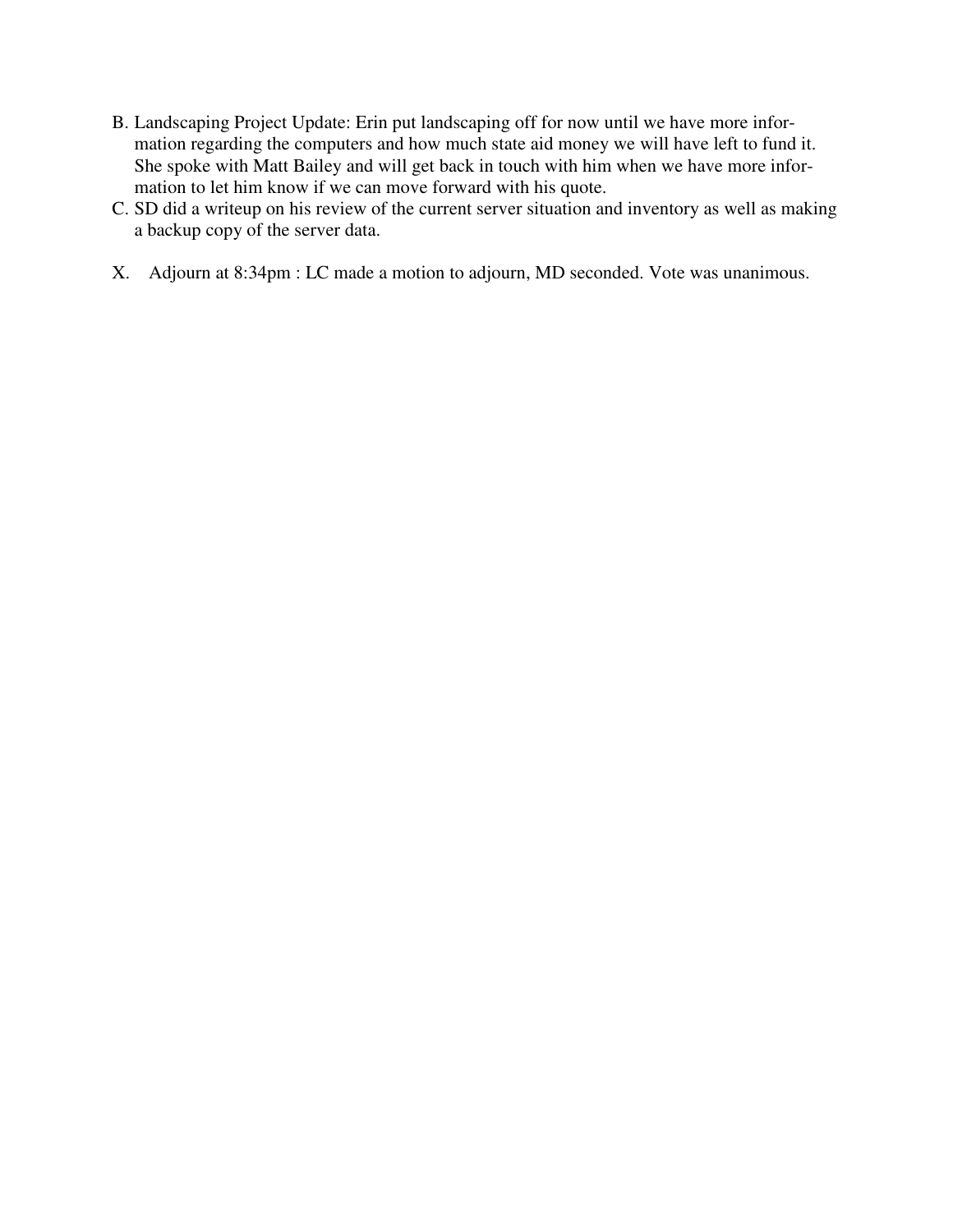B. Landscaping Project Update: Erin put landscaping off for now until we have more information regarding the computers and how much state aid money we will have left to fund it. She spoke with Matt Bailey and will get back in touch with him when we have more information to let him know if we can move forward with his quote.
C. SD did a writeup on his review of the current server situation and inventory as well as making a backup copy of the server data.

X. Adjourn at 8:34pm : LC made a motion to adjourn, MD seconded. Vote was unanimous.